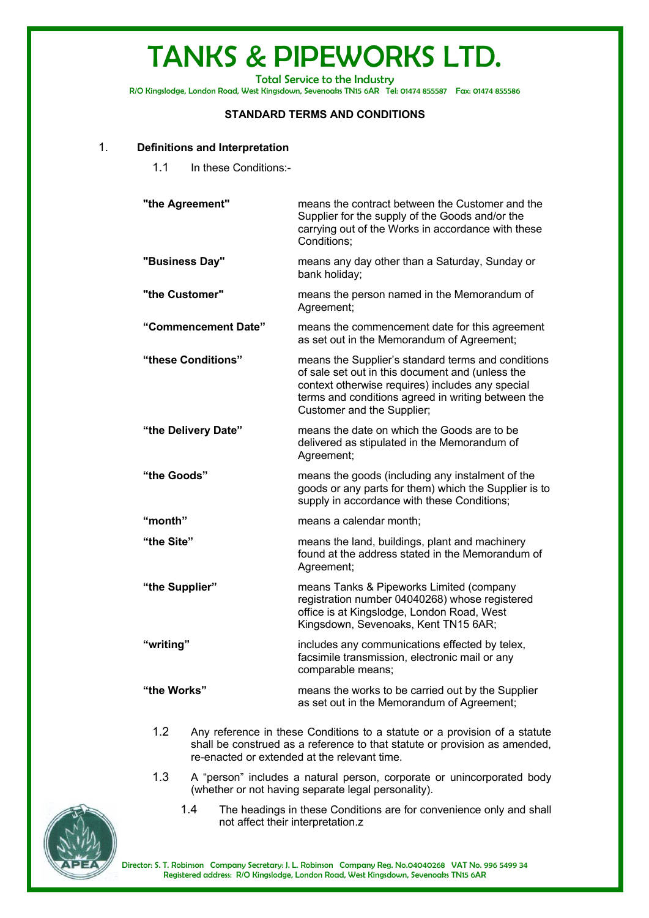# TANKS & PIPEWORKS LTD.

Total Service to the Industry

R/O Kingslodge, London Road, West Kingsdown, Sevenoaks TN15 6AR Tel: 01474 855587 Fax: 01474 855586

## STANDARD TERMS AND CONDITIONS

### 1. Definitions and Interpretation

1.1 In these Conditions:-

| | |
|---|---|
| **"the Agreement"** | means the contract between the Customer and the Supplier for the supply of the Goods and/or the carrying out of the Works in accordance with these Conditions; |
| **"Business Day"** | means any day other than a Saturday, Sunday or bank holiday; |
| **"the Customer"** | means the person named in the Memorandum of Agreement; |
| **"Commencement Date"** | means the commencement date for this agreement as set out in the Memorandum of Agreement; |
| **"these Conditions"** | means the Supplier's standard terms and conditions of sale set out in this document and (unless the context otherwise requires) includes any special terms and conditions agreed in writing between the Customer and the Supplier; |
| **"the Delivery Date"** | means the date on which the Goods are to be delivered as stipulated in the Memorandum of Agreement; |
| **"the Goods"** | means the goods (including any instalment of the goods or any parts for them) which the Supplier is to supply in accordance with these Conditions; |
| **"month"** | means a calendar month; |
| **"the Site"** | means the land, buildings, plant and machinery found at the address stated in the Memorandum of Agreement; |
| **"the Supplier"** | means Tanks & Pipeworks Limited (company registration number 04040268) whose registered office is at Kingslodge, London Road, West Kingsdown, Sevenoaks, Kent TN15 6AR; |
| **"writing"** | includes any communications effected by telex, facsimile transmission, electronic mail or any comparable means; |
| **"the Works"** | means the works to be carried out by the Supplier as set out in the Memorandum of Agreement; |

1.2 Any reference in these Conditions to a statute or a provision of a statute shall be construed as a reference to that statute or provision as amended, re-enacted or extended at the relevant time.

1.3 A "person" includes a natural person, corporate or unincorporated body (whether or not having separate legal personality).

1.4 The headings in these Conditions are for convenience only and shall not affect their interpretation.z

Director: S. T. Robinson Company Secretary: J. L. Robinson Company Reg. No.04040268 VAT No. 996 5499 34
Registered address: R/O Kingslodge, London Road, West Kingsdown, Sevenoaks TN15 6AR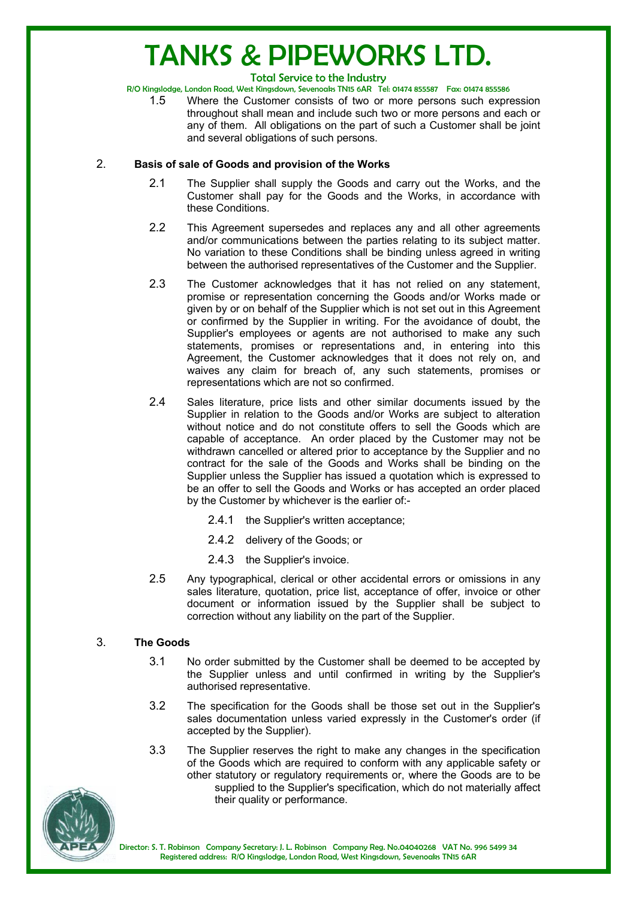1.5 Where the Customer consists of two or more persons such expression throughout shall mean and include such two or more persons and each or any of them. All obligations on the part of such a Customer shall be joint and several obligations of such persons.

## 2. Basis of sale of Goods and provision of the Works

2.1 The Supplier shall supply the Goods and carry out the Works, and the Customer shall pay for the Goods and the Works, in accordance with these Conditions.

2.2 This Agreement supersedes and replaces any and all other agreements and/or communications between the parties relating to its subject matter. No variation to these Conditions shall be binding unless agreed in writing between the authorised representatives of the Customer and the Supplier.

2.3 The Customer acknowledges that it has not relied on any statement, promise or representation concerning the Goods and/or Works made or given by or on behalf of the Supplier which is not set out in this Agreement or confirmed by the Supplier in writing. For the avoidance of doubt, the Supplier's employees or agents are not authorised to make any such statements, promises or representations and, in entering into this Agreement, the Customer acknowledges that it does not rely on, and waives any claim for breach of, any such statements, promises or representations which are not so confirmed.

2.4 Sales literature, price lists and other similar documents issued by the Supplier in relation to the Goods and/or Works are subject to alteration without notice and do not constitute offers to sell the Goods which are capable of acceptance. An order placed by the Customer may not be withdrawn cancelled or altered prior to acceptance by the Supplier and no contract for the sale of the Goods and Works shall be binding on the Supplier unless the Supplier has issued a quotation which is expressed to be an offer to sell the Goods and Works or has accepted an order placed by the Customer by whichever is the earlier of:-

2.4.1 the Supplier's written acceptance;

2.4.2 delivery of the Goods; or

2.4.3 the Supplier's invoice.

2.5 Any typographical, clerical or other accidental errors or omissions in any sales literature, quotation, price list, acceptance of offer, invoice or other document or information issued by the Supplier shall be subject to correction without any liability on the part of the Supplier.

## 3. The Goods

3.1 No order submitted by the Customer shall be deemed to be accepted by the Supplier unless and until confirmed in writing by the Supplier's authorised representative.

3.2 The specification for the Goods shall be those set out in the Supplier's sales documentation unless varied expressly in the Customer's order (if accepted by the Supplier).

3.3 The Supplier reserves the right to make any changes in the specification of the Goods which are required to conform with any applicable safety or other statutory or regulatory requirements or, where the Goods are to be supplied to the Supplier's specification, which do not materially affect their quality or performance.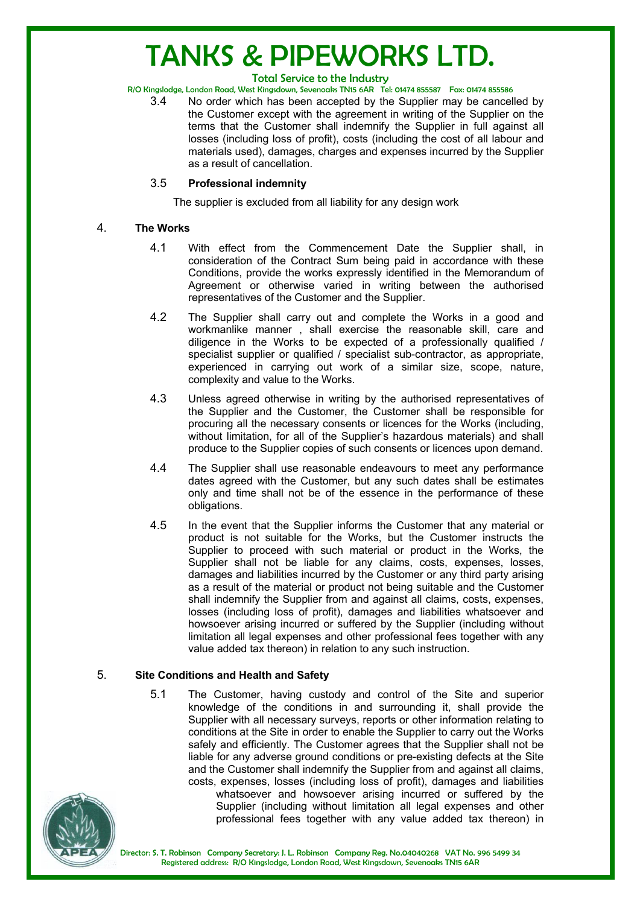3.4 No order which has been accepted by the Supplier may be cancelled by the Customer except with the agreement in writing of the Supplier on the terms that the Customer shall indemnify the Supplier in full against all losses (including loss of profit), costs (including the cost of all labour and materials used), damages, charges and expenses incurred by the Supplier as a result of cancellation.

3.5 **Professional indemnity**

The supplier is excluded from all liability for any design work

## 4. The Works

4.1 With effect from the Commencement Date the Supplier shall, in consideration of the Contract Sum being paid in accordance with these Conditions, provide the works expressly identified in the Memorandum of Agreement or otherwise varied in writing between the authorised representatives of the Customer and the Supplier.

4.2 The Supplier shall carry out and complete the Works in a good and workmanlike manner , shall exercise the reasonable skill, care and diligence in the Works to be expected of a professionally qualified / specialist supplier or qualified / specialist sub-contractor, as appropriate, experienced in carrying out work of a similar size, scope, nature, complexity and value to the Works.

4.3 Unless agreed otherwise in writing by the authorised representatives of the Supplier and the Customer, the Customer shall be responsible for procuring all the necessary consents or licences for the Works (including, without limitation, for all of the Supplier's hazardous materials) and shall produce to the Supplier copies of such consents or licences upon demand.

4.4 The Supplier shall use reasonable endeavours to meet any performance dates agreed with the Customer, but any such dates shall be estimates only and time shall not be of the essence in the performance of these obligations.

4.5 In the event that the Supplier informs the Customer that any material or product is not suitable for the Works, but the Customer instructs the Supplier to proceed with such material or product in the Works, the Supplier shall not be liable for any claims, costs, expenses, losses, damages and liabilities incurred by the Customer or any third party arising as a result of the material or product not being suitable and the Customer shall indemnify the Supplier from and against all claims, costs, expenses, losses (including loss of profit), damages and liabilities whatsoever and howsoever arising incurred or suffered by the Supplier (including without limitation all legal expenses and other professional fees together with any value added tax thereon) in relation to any such instruction.

## 5. Site Conditions and Health and Safety

5.1 The Customer, having custody and control of the Site and superior knowledge of the conditions in and surrounding it, shall provide the Supplier with all necessary surveys, reports or other information relating to conditions at the Site in order to enable the Supplier to carry out the Works safely and efficiently. The Customer agrees that the Supplier shall not be liable for any adverse ground conditions or pre-existing defects at the Site and the Customer shall indemnify the Supplier from and against all claims, costs, expenses, losses (including loss of profit), damages and liabilities whatsoever and howsoever arising incurred or suffered by the Supplier (including without limitation all legal expenses and other professional fees together with any value added tax thereon) in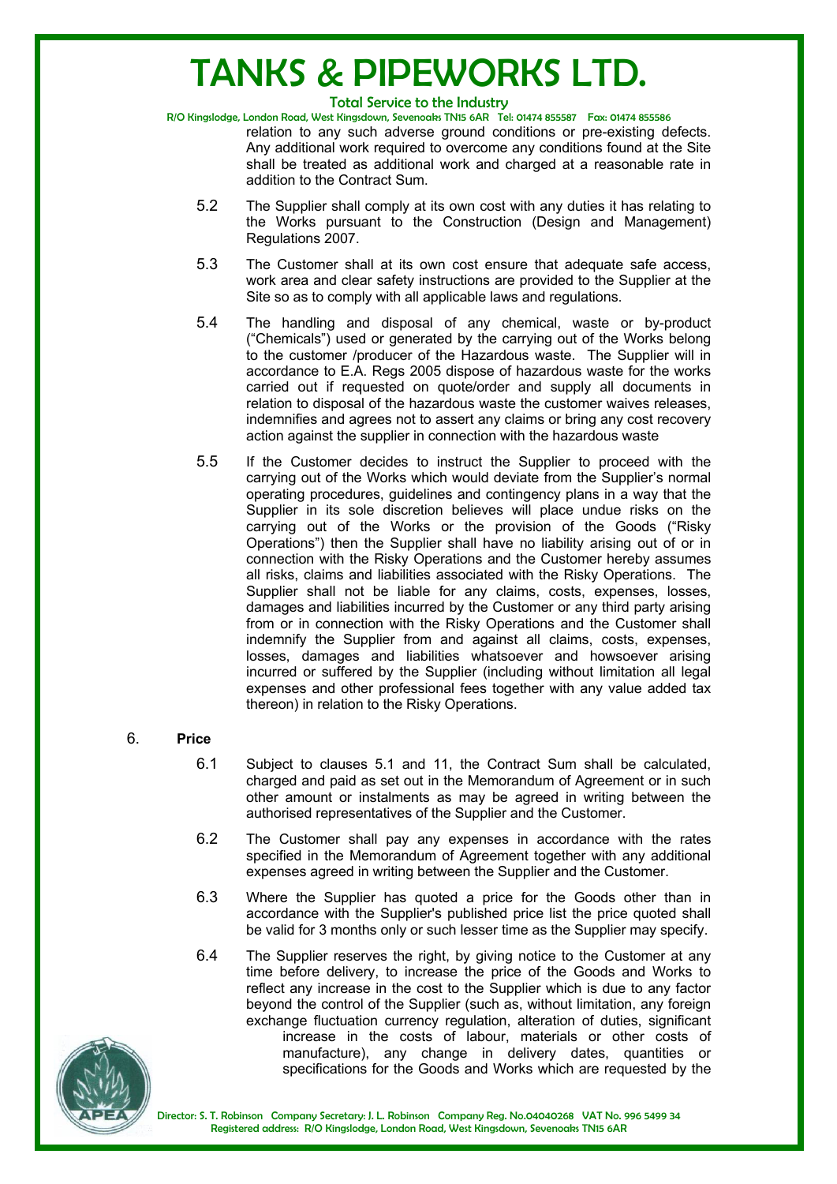relation to any such adverse ground conditions or pre-existing defects. Any additional work required to overcome any conditions found at the Site shall be treated as additional work and charged at a reasonable rate in addition to the Contract Sum.

5.2 The Supplier shall comply at its own cost with any duties it has relating to the Works pursuant to the Construction (Design and Management) Regulations 2007.

5.3 The Customer shall at its own cost ensure that adequate safe access, work area and clear safety instructions are provided to the Supplier at the Site so as to comply with all applicable laws and regulations.

5.4 The handling and disposal of any chemical, waste or by-product ("Chemicals") used or generated by the carrying out of the Works belong to the customer /producer of the Hazardous waste. The Supplier will in accordance to E.A. Regs 2005 dispose of hazardous waste for the works carried out if requested on quote/order and supply all documents in relation to disposal of the hazardous waste the customer waives releases, indemnifies and agrees not to assert any claims or bring any cost recovery action against the supplier in connection with the hazardous waste

5.5 If the Customer decides to instruct the Supplier to proceed with the carrying out of the Works which would deviate from the Supplier's normal operating procedures, guidelines and contingency plans in a way that the Supplier in its sole discretion believes will place undue risks on the carrying out of the Works or the provision of the Goods ("Risky Operations") then the Supplier shall have no liability arising out of or in connection with the Risky Operations and the Customer hereby assumes all risks, claims and liabilities associated with the Risky Operations. The Supplier shall not be liable for any claims, costs, expenses, losses, damages and liabilities incurred by the Customer or any third party arising from or in connection with the Risky Operations and the Customer shall indemnify the Supplier from and against all claims, costs, expenses, losses, damages and liabilities whatsoever and howsoever arising incurred or suffered by the Supplier (including without limitation all legal expenses and other professional fees together with any value added tax thereon) in relation to the Risky Operations.

6. **Price**

6.1 Subject to clauses 5.1 and 11, the Contract Sum shall be calculated, charged and paid as set out in the Memorandum of Agreement or in such other amount or instalments as may be agreed in writing between the authorised representatives of the Supplier and the Customer.

6.2 The Customer shall pay any expenses in accordance with the rates specified in the Memorandum of Agreement together with any additional expenses agreed in writing between the Supplier and the Customer.

6.3 Where the Supplier has quoted a price for the Goods other than in accordance with the Supplier's published price list the price quoted shall be valid for 3 months only or such lesser time as the Supplier may specify.

6.4 The Supplier reserves the right, by giving notice to the Customer at any time before delivery, to increase the price of the Goods and Works to reflect any increase in the cost to the Supplier which is due to any factor beyond the control of the Supplier (such as, without limitation, any foreign exchange fluctuation currency regulation, alteration of duties, significant increase in the costs of labour, materials or other costs of manufacture), any change in delivery dates, quantities or specifications for the Goods and Works which are requested by the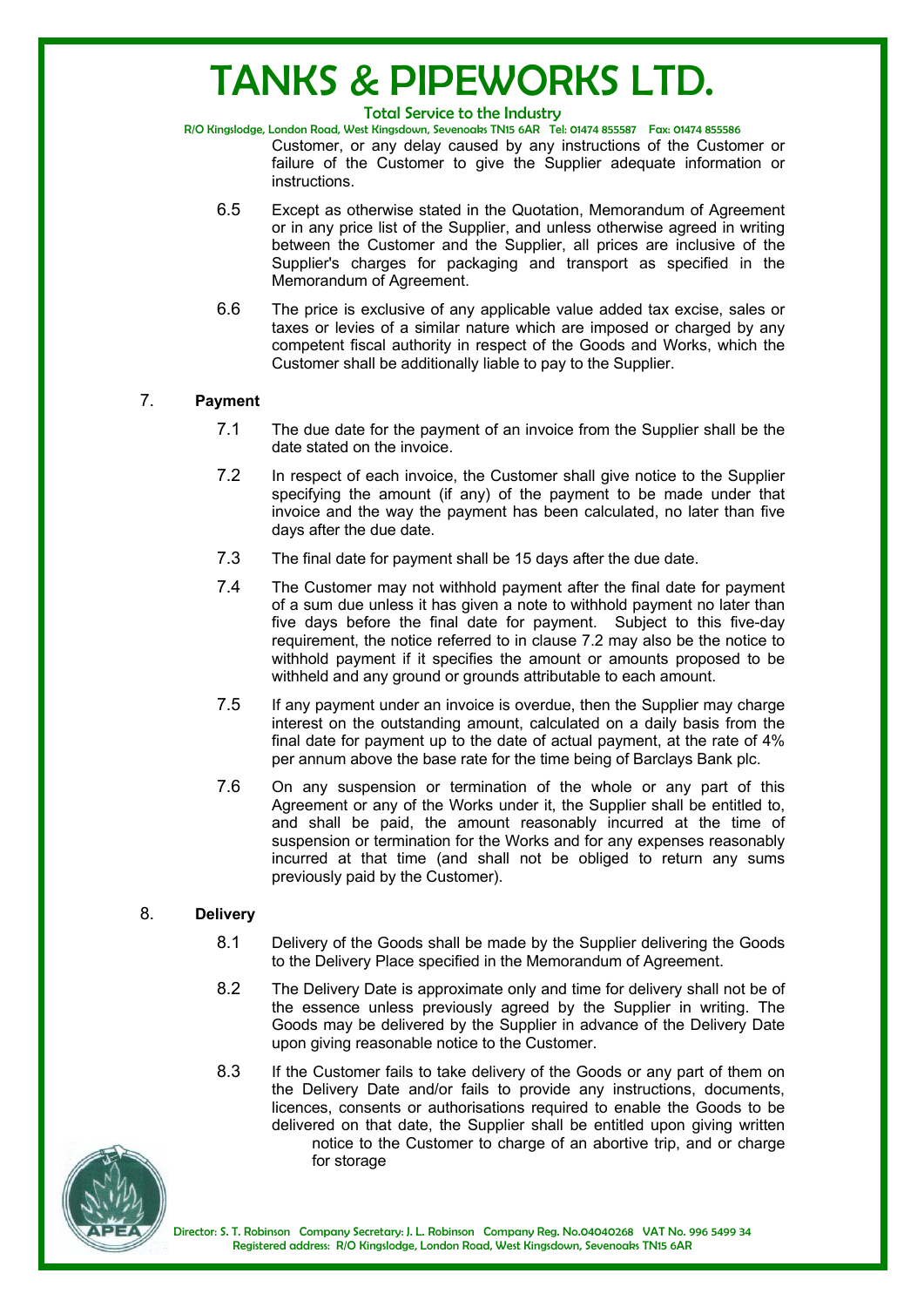Customer, or any delay caused by any instructions of the Customer or failure of the Customer to give the Supplier adequate information or instructions.

6.5 Except as otherwise stated in the Quotation, Memorandum of Agreement or in any price list of the Supplier, and unless otherwise agreed in writing between the Customer and the Supplier, all prices are inclusive of the Supplier's charges for packaging and transport as specified in the Memorandum of Agreement.

6.6 The price is exclusive of any applicable value added tax excise, sales or taxes or levies of a similar nature which are imposed or charged by any competent fiscal authority in respect of the Goods and Works, which the Customer shall be additionally liable to pay to the Supplier.

## 7. Payment

7.1 The due date for the payment of an invoice from the Supplier shall be the date stated on the invoice.

7.2 In respect of each invoice, the Customer shall give notice to the Supplier specifying the amount (if any) of the payment to be made under that invoice and the way the payment has been calculated, no later than five days after the due date.

7.3 The final date for payment shall be 15 days after the due date.

7.4 The Customer may not withhold payment after the final date for payment of a sum due unless it has given a note to withhold payment no later than five days before the final date for payment. Subject to this five-day requirement, the notice referred to in clause 7.2 may also be the notice to withhold payment if it specifies the amount or amounts proposed to be withheld and any ground or grounds attributable to each amount.

7.5 If any payment under an invoice is overdue, then the Supplier may charge interest on the outstanding amount, calculated on a daily basis from the final date for payment up to the date of actual payment, at the rate of 4% per annum above the base rate for the time being of Barclays Bank plc.

7.6 On any suspension or termination of the whole or any part of this Agreement or any of the Works under it, the Supplier shall be entitled to, and shall be paid, the amount reasonably incurred at the time of suspension or termination for the Works and for any expenses reasonably incurred at that time (and shall not be obliged to return any sums previously paid by the Customer).

## 8. Delivery

8.1 Delivery of the Goods shall be made by the Supplier delivering the Goods to the Delivery Place specified in the Memorandum of Agreement.

8.2 The Delivery Date is approximate only and time for delivery shall not be of the essence unless previously agreed by the Supplier in writing. The Goods may be delivered by the Supplier in advance of the Delivery Date upon giving reasonable notice to the Customer.

8.3 If the Customer fails to take delivery of the Goods or any part of them on the Delivery Date and/or fails to provide any instructions, documents, licences, consents or authorisations required to enable the Goods to be delivered on that date, the Supplier shall be entitled upon giving written notice to the Customer to charge of an abortive trip, and or charge for storage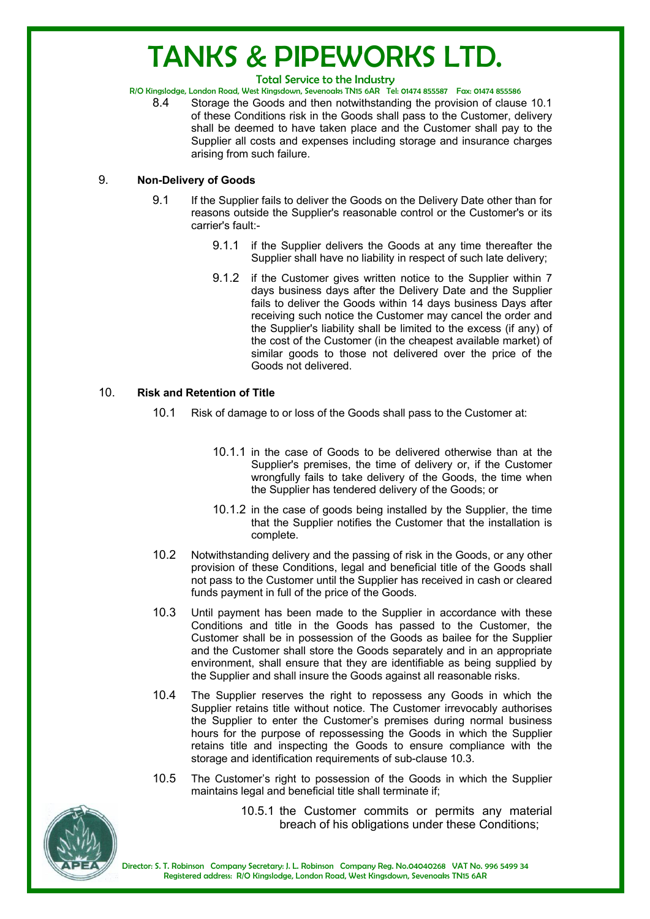8.4 Storage the Goods and then notwithstanding the provision of clause 10.1 of these Conditions risk in the Goods shall pass to the Customer, delivery shall be deemed to have taken place and the Customer shall pay to the Supplier all costs and expenses including storage and insurance charges arising from such failure.

## 9. Non-Delivery of Goods

9.1 If the Supplier fails to deliver the Goods on the Delivery Date other than for reasons outside the Supplier's reasonable control or the Customer's or its carrier's fault:-

9.1.1 if the Supplier delivers the Goods at any time thereafter the Supplier shall have no liability in respect of such late delivery;

9.1.2 if the Customer gives written notice to the Supplier within 7 days business days after the Delivery Date and the Supplier fails to deliver the Goods within 14 days business Days after receiving such notice the Customer may cancel the order and the Supplier's liability shall be limited to the excess (if any) of the cost of the Customer (in the cheapest available market) of similar goods to those not delivered over the price of the Goods not delivered.

## 10. Risk and Retention of Title

10.1 Risk of damage to or loss of the Goods shall pass to the Customer at:

10.1.1 in the case of Goods to be delivered otherwise than at the Supplier's premises, the time of delivery or, if the Customer wrongfully fails to take delivery of the Goods, the time when the Supplier has tendered delivery of the Goods; or

10.1.2 in the case of goods being installed by the Supplier, the time that the Supplier notifies the Customer that the installation is complete.

10.2 Notwithstanding delivery and the passing of risk in the Goods, or any other provision of these Conditions, legal and beneficial title of the Goods shall not pass to the Customer until the Supplier has received in cash or cleared funds payment in full of the price of the Goods.

10.3 Until payment has been made to the Supplier in accordance with these Conditions and title in the Goods has passed to the Customer, the Customer shall be in possession of the Goods as bailee for the Supplier and the Customer shall store the Goods separately and in an appropriate environment, shall ensure that they are identifiable as being supplied by the Supplier and shall insure the Goods against all reasonable risks.

10.4 The Supplier reserves the right to repossess any Goods in which the Supplier retains title without notice. The Customer irrevocably authorises the Supplier to enter the Customer's premises during normal business hours for the purpose of repossessing the Goods in which the Supplier retains title and inspecting the Goods to ensure compliance with the storage and identification requirements of sub-clause 10.3.

10.5 The Customer's right to possession of the Goods in which the Supplier maintains legal and beneficial title shall terminate if;

10.5.1 the Customer commits or permits any material breach of his obligations under these Conditions;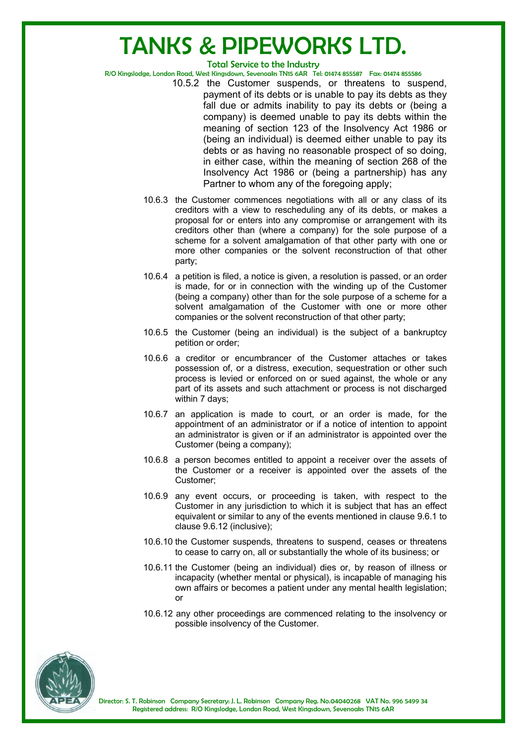10.5.2 the Customer suspends, or threatens to suspend, payment of its debts or is unable to pay its debts as they fall due or admits inability to pay its debts or (being a company) is deemed unable to pay its debts within the meaning of section 123 of the Insolvency Act 1986 or (being an individual) is deemed either unable to pay its debts or as having no reasonable prospect of so doing, in either case, within the meaning of section 268 of the Insolvency Act 1986 or (being a partnership) has any Partner to whom any of the foregoing apply;

10.6.3 the Customer commences negotiations with all or any class of its creditors with a view to rescheduling any of its debts, or makes a proposal for or enters into any compromise or arrangement with its creditors other than (where a company) for the sole purpose of a scheme for a solvent amalgamation of that other party with one or more other companies or the solvent reconstruction of that other party;

10.6.4 a petition is filed, a notice is given, a resolution is passed, or an order is made, for or in connection with the winding up of the Customer (being a company) other than for the sole purpose of a scheme for a solvent amalgamation of the Customer with one or more other companies or the solvent reconstruction of that other party;

10.6.5 the Customer (being an individual) is the subject of a bankruptcy petition or order;

10.6.6 a creditor or encumbrancer of the Customer attaches or takes possession of, or a distress, execution, sequestration or other such process is levied or enforced on or sued against, the whole or any part of its assets and such attachment or process is not discharged within 7 days;

10.6.7 an application is made to court, or an order is made, for the appointment of an administrator or if a notice of intention to appoint an administrator is given or if an administrator is appointed over the Customer (being a company);

10.6.8 a person becomes entitled to appoint a receiver over the assets of the Customer or a receiver is appointed over the assets of the Customer;

10.6.9 any event occurs, or proceeding is taken, with respect to the Customer in any jurisdiction to which it is subject that has an effect equivalent or similar to any of the events mentioned in clause 9.6.1 to clause 9.6.12 (inclusive);

10.6.10 the Customer suspends, threatens to suspend, ceases or threatens to cease to carry on, all or substantially the whole of its business; or

10.6.11 the Customer (being an individual) dies or, by reason of illness or incapacity (whether mental or physical), is incapable of managing his own affairs or becomes a patient under any mental health legislation; or

10.6.12 any other proceedings are commenced relating to the insolvency or possible insolvency of the Customer.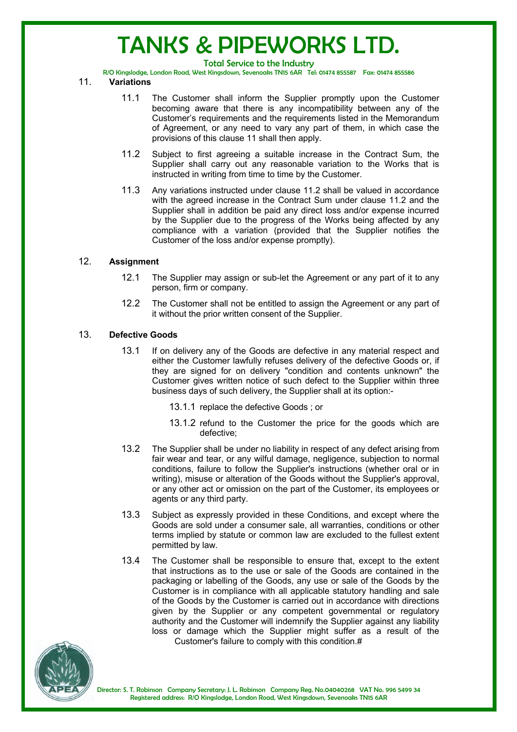## 11. Variations

11.1 The Customer shall inform the Supplier promptly upon the Customer becoming aware that there is any incompatibility between any of the Customer's requirements and the requirements listed in the Memorandum of Agreement, or any need to vary any part of them, in which case the provisions of this clause 11 shall then apply.

11.2 Subject to first agreeing a suitable increase in the Contract Sum, the Supplier shall carry out any reasonable variation to the Works that is instructed in writing from time to time by the Customer.

11.3 Any variations instructed under clause 11.2 shall be valued in accordance with the agreed increase in the Contract Sum under clause 11.2 and the Supplier shall in addition be paid any direct loss and/or expense incurred by the Supplier due to the progress of the Works being affected by any compliance with a variation (provided that the Supplier notifies the Customer of the loss and/or expense promptly).

## 12. Assignment

12.1 The Supplier may assign or sub-let the Agreement or any part of it to any person, firm or company.

12.2 The Customer shall not be entitled to assign the Agreement or any part of it without the prior written consent of the Supplier.

## 13. Defective Goods

13.1 If on delivery any of the Goods are defective in any material respect and either the Customer lawfully refuses delivery of the defective Goods or, if they are signed for on delivery "condition and contents unknown" the Customer gives written notice of such defect to the Supplier within three business days of such delivery, the Supplier shall at its option:-

13.1.1 replace the defective Goods ; or

13.1.2 refund to the Customer the price for the goods which are defective;

13.2 The Supplier shall be under no liability in respect of any defect arising from fair wear and tear, or any wilful damage, negligence, subjection to normal conditions, failure to follow the Supplier's instructions (whether oral or in writing), misuse or alteration of the Goods without the Supplier's approval, or any other act or omission on the part of the Customer, its employees or agents or any third party.

13.3 Subject as expressly provided in these Conditions, and except where the Goods are sold under a consumer sale, all warranties, conditions or other terms implied by statute or common law are excluded to the fullest extent permitted by law.

13.4 The Customer shall be responsible to ensure that, except to the extent that instructions as to the use or sale of the Goods are contained in the packaging or labelling of the Goods, any use or sale of the Goods by the Customer is in compliance with all applicable statutory handling and sale of the Goods by the Customer is carried out in accordance with directions given by the Supplier or any competent governmental or regulatory authority and the Customer will indemnify the Supplier against any liability loss or damage which the Supplier might suffer as a result of the Customer's failure to comply with this condition.#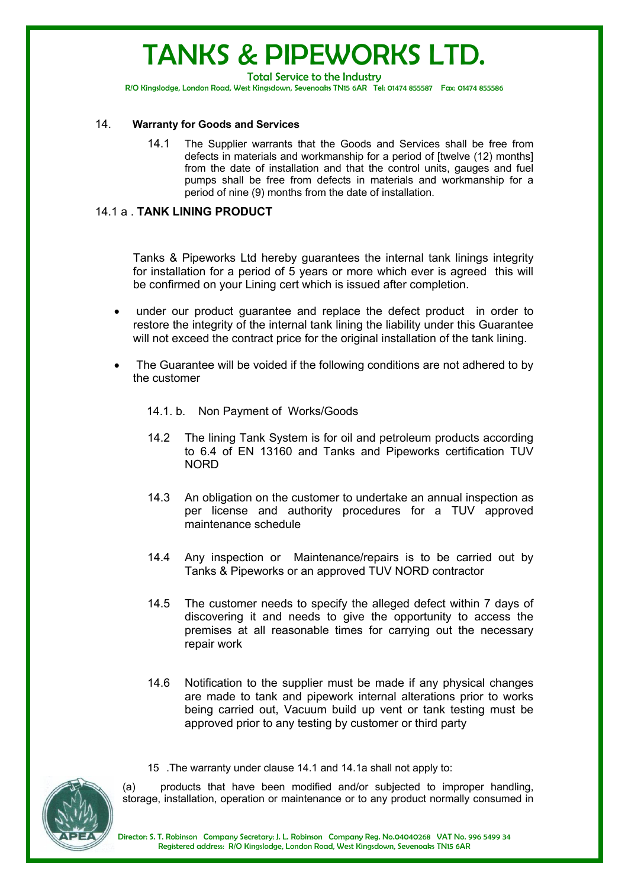14. **Warranty for Goods and Services**

14.1 The Supplier warrants that the Goods and Services shall be free from defects in materials and workmanship for a period of [twelve (12) months] from the date of installation and that the control units, gauges and fuel pumps shall be free from defects in materials and workmanship for a period of nine (9) months from the date of installation.

14.1 a . **TANK LINING PRODUCT**

Tanks & Pipeworks Ltd hereby guarantees the internal tank linings integrity for installation for a period of 5 years or more which ever is agreed this will be confirmed on your Lining cert which is issued after completion.

- under our product guarantee and replace the defect product in order to restore the integrity of the internal tank lining the liability under this Guarantee will not exceed the contract price for the original installation of the tank lining.
- The Guarantee will be voided if the following conditions are not adhered to by the customer

14.1. b. Non Payment of Works/Goods

14.2 The lining Tank System is for oil and petroleum products according to 6.4 of EN 13160 and Tanks and Pipeworks certification TUV NORD

14.3 An obligation on the customer to undertake an annual inspection as per license and authority procedures for a TUV approved maintenance schedule

14.4 Any inspection or Maintenance/repairs is to be carried out by Tanks & Pipeworks or an approved TUV NORD contractor

14.5 The customer needs to specify the alleged defect within 7 days of discovering it and needs to give the opportunity to access the premises at all reasonable times for carrying out the necessary repair work

14.6 Notification to the supplier must be made if any physical changes are made to tank and pipework internal alterations prior to works being carried out, Vacuum build up vent or tank testing must be approved prior to any testing by customer or third party

15 .The warranty under clause 14.1 and 14.1a shall not apply to:

(a) products that have been modified and/or subjected to improper handling, storage, installation, operation or maintenance or to any product normally consumed in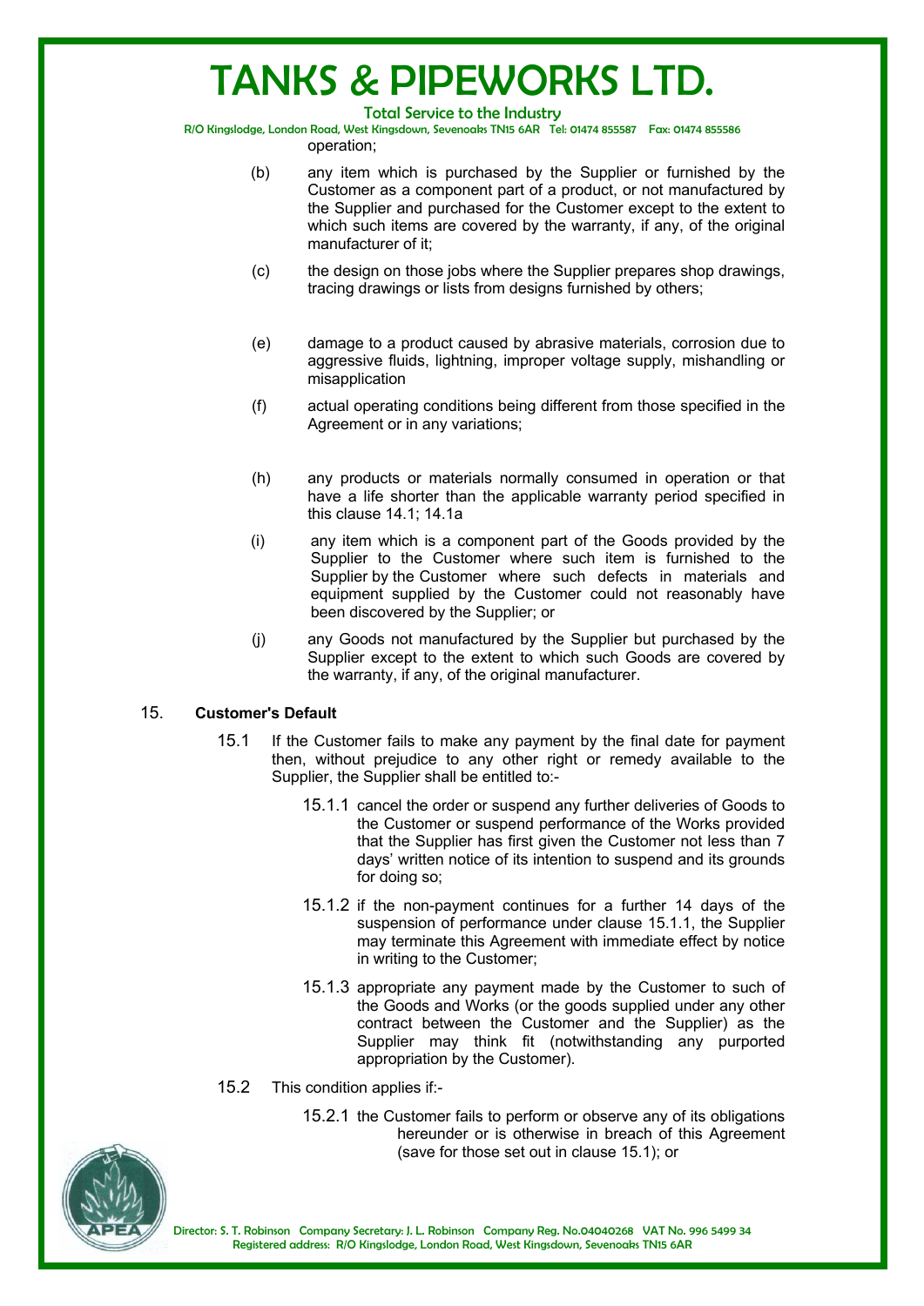operation;

(b) any item which is purchased by the Supplier or furnished by the Customer as a component part of a product, or not manufactured by the Supplier and purchased for the Customer except to the extent to which such items are covered by the warranty, if any, of the original manufacturer of it;

(c) the design on those jobs where the Supplier prepares shop drawings, tracing drawings or lists from designs furnished by others;

(e) damage to a product caused by abrasive materials, corrosion due to aggressive fluids, lightning, improper voltage supply, mishandling or misapplication

(f) actual operating conditions being different from those specified in the Agreement or in any variations;

(h) any products or materials normally consumed in operation or that have a life shorter than the applicable warranty period specified in this clause 14.1; 14.1a

(i) any item which is a component part of the Goods provided by the Supplier to the Customer where such item is furnished to the Supplier by the Customer where such defects in materials and equipment supplied by the Customer could not reasonably have been discovered by the Supplier; or

(j) any Goods not manufactured by the Supplier but purchased by the Supplier except to the extent to which such Goods are covered by the warranty, if any, of the original manufacturer.

15. **Customer's Default**

15.1 If the Customer fails to make any payment by the final date for payment then, without prejudice to any other right or remedy available to the Supplier, the Supplier shall be entitled to:-

15.1.1 cancel the order or suspend any further deliveries of Goods to the Customer or suspend performance of the Works provided that the Supplier has first given the Customer not less than 7 days' written notice of its intention to suspend and its grounds for doing so;

15.1.2 if the non-payment continues for a further 14 days of the suspension of performance under clause 15.1.1, the Supplier may terminate this Agreement with immediate effect by notice in writing to the Customer;

15.1.3 appropriate any payment made by the Customer to such of the Goods and Works (or the goods supplied under any other contract between the Customer and the Supplier) as the Supplier may think fit (notwithstanding any purported appropriation by the Customer).

15.2 This condition applies if:-

15.2.1 the Customer fails to perform or observe any of its obligations hereunder or is otherwise in breach of this Agreement (save for those set out in clause 15.1); or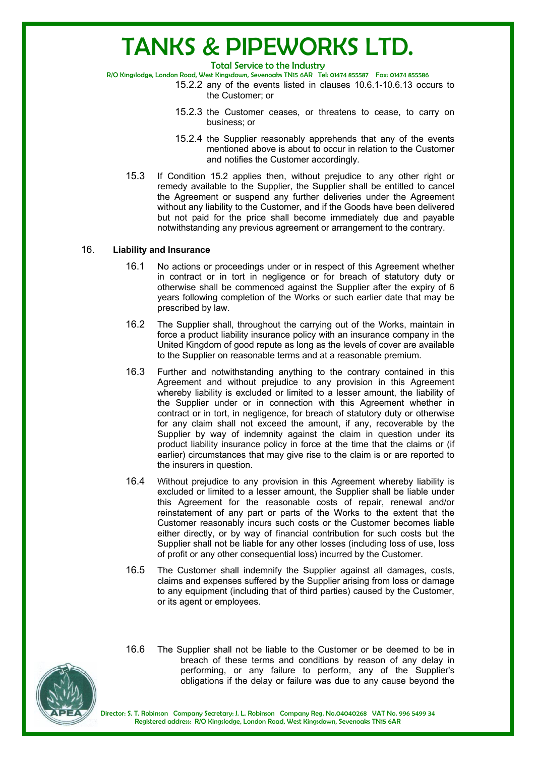15.2.2 any of the events listed in clauses 10.6.1-10.6.13 occurs to the Customer; or

15.2.3 the Customer ceases, or threatens to cease, to carry on business; or

15.2.4 the Supplier reasonably apprehends that any of the events mentioned above is about to occur in relation to the Customer and notifies the Customer accordingly.

15.3 If Condition 15.2 applies then, without prejudice to any other right or remedy available to the Supplier, the Supplier shall be entitled to cancel the Agreement or suspend any further deliveries under the Agreement without any liability to the Customer, and if the Goods have been delivered but not paid for the price shall become immediately due and payable notwithstanding any previous agreement or arrangement to the contrary.

16. **Liability and Insurance**

16.1 No actions or proceedings under or in respect of this Agreement whether in contract or in tort in negligence or for breach of statutory duty or otherwise shall be commenced against the Supplier after the expiry of 6 years following completion of the Works or such earlier date that may be prescribed by law.

16.2 The Supplier shall, throughout the carrying out of the Works, maintain in force a product liability insurance policy with an insurance company in the United Kingdom of good repute as long as the levels of cover are available to the Supplier on reasonable terms and at a reasonable premium.

16.3 Further and notwithstanding anything to the contrary contained in this Agreement and without prejudice to any provision in this Agreement whereby liability is excluded or limited to a lesser amount, the liability of the Supplier under or in connection with this Agreement whether in contract or in tort, in negligence, for breach of statutory duty or otherwise for any claim shall not exceed the amount, if any, recoverable by the Supplier by way of indemnity against the claim in question under its product liability insurance policy in force at the time that the claims or (if earlier) circumstances that may give rise to the claim is or are reported to the insurers in question.

16.4 Without prejudice to any provision in this Agreement whereby liability is excluded or limited to a lesser amount, the Supplier shall be liable under this Agreement for the reasonable costs of repair, renewal and/or reinstatement of any part or parts of the Works to the extent that the Customer reasonably incurs such costs or the Customer becomes liable either directly, or by way of financial contribution for such costs but the Supplier shall not be liable for any other losses (including loss of use, loss of profit or any other consequential loss) incurred by the Customer.

16.5 The Customer shall indemnify the Supplier against all damages, costs, claims and expenses suffered by the Supplier arising from loss or damage to any equipment (including that of third parties) caused by the Customer, or its agent or employees.

16.6 The Supplier shall not be liable to the Customer or be deemed to be in breach of these terms and conditions by reason of any delay in performing, or any failure to perform, any of the Supplier's obligations if the delay or failure was due to any cause beyond the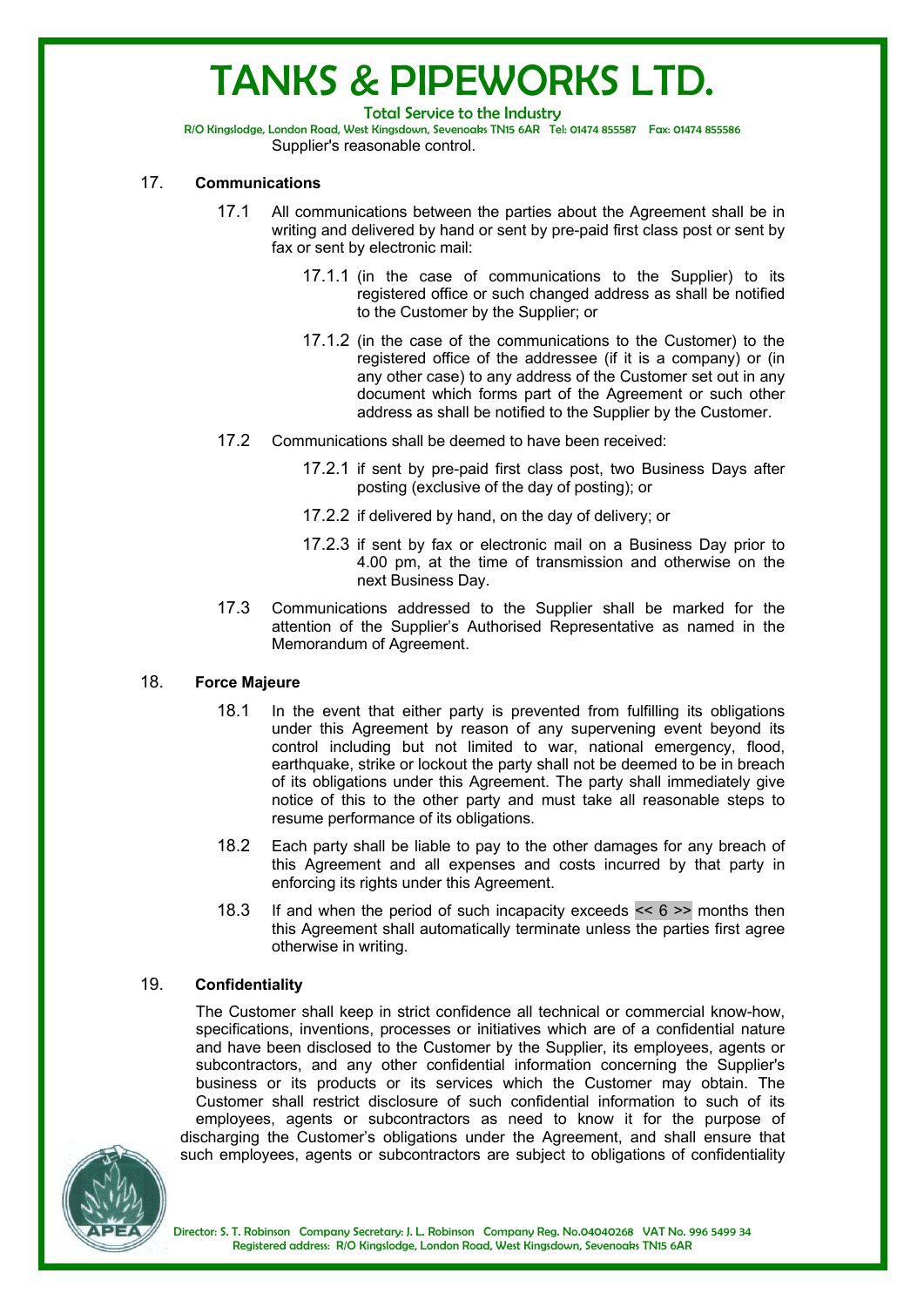Supplier's reasonable control.

## 17. Communications

17.1 All communications between the parties about the Agreement shall be in writing and delivered by hand or sent by pre-paid first class post or sent by fax or sent by electronic mail:

17.1.1 (in the case of communications to the Supplier) to its registered office or such changed address as shall be notified to the Customer by the Supplier; or

17.1.2 (in the case of the communications to the Customer) to the registered office of the addressee (if it is a company) or (in any other case) to any address of the Customer set out in any document which forms part of the Agreement or such other address as shall be notified to the Supplier by the Customer.

17.2 Communications shall be deemed to have been received:

17.2.1 if sent by pre-paid first class post, two Business Days after posting (exclusive of the day of posting); or

17.2.2 if delivered by hand, on the day of delivery; or

17.2.3 if sent by fax or electronic mail on a Business Day prior to 4.00 pm, at the time of transmission and otherwise on the next Business Day.

17.3 Communications addressed to the Supplier shall be marked for the attention of the Supplier's Authorised Representative as named in the Memorandum of Agreement.

## 18. Force Majeure

18.1 In the event that either party is prevented from fulfilling its obligations under this Agreement by reason of any supervening event beyond its control including but not limited to war, national emergency, flood, earthquake, strike or lockout the party shall not be deemed to be in breach of its obligations under this Agreement. The party shall immediately give notice of this to the other party and must take all reasonable steps to resume performance of its obligations.

18.2 Each party shall be liable to pay to the other damages for any breach of this Agreement and all expenses and costs incurred by that party in enforcing its rights under this Agreement.

18.3 If and when the period of such incapacity exceeds << 6 >> months then this Agreement shall automatically terminate unless the parties first agree otherwise in writing.

## 19. Confidentiality

The Customer shall keep in strict confidence all technical or commercial know-how, specifications, inventions, processes or initiatives which are of a confidential nature and have been disclosed to the Customer by the Supplier, its employees, agents or subcontractors, and any other confidential information concerning the Supplier's business or its products or its services which the Customer may obtain. The Customer shall restrict disclosure of such confidential information to such of its employees, agents or subcontractors as need to know it for the purpose of discharging the Customer's obligations under the Agreement, and shall ensure that such employees, agents or subcontractors are subject to obligations of confidentiality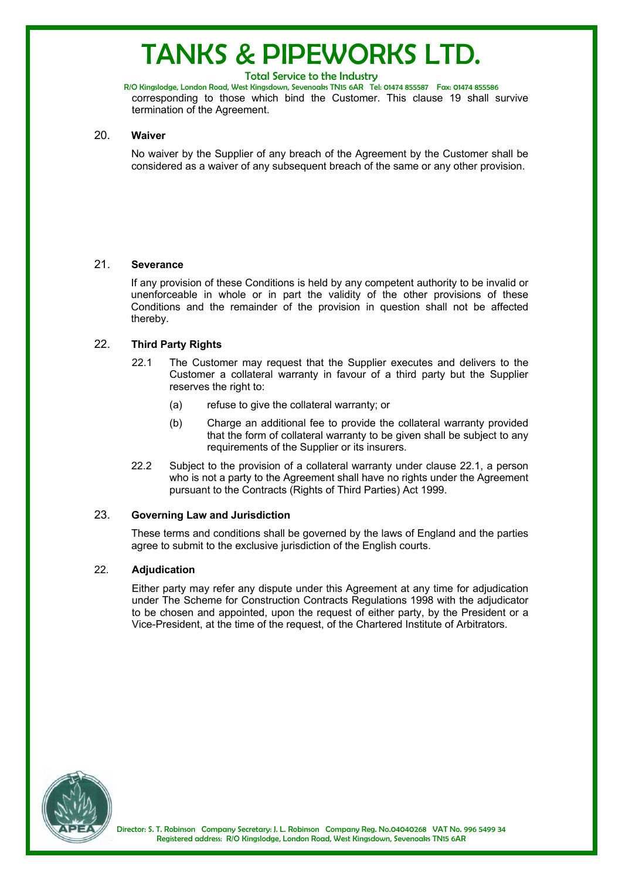corresponding to those which bind the Customer. This clause 19 shall survive termination of the Agreement.

## 20. Waiver

No waiver by the Supplier of any breach of the Agreement by the Customer shall be considered as a waiver of any subsequent breach of the same or any other provision.

## 21. Severance

If any provision of these Conditions is held by any competent authority to be invalid or unenforceable in whole or in part the validity of the other provisions of these Conditions and the remainder of the provision in question shall not be affected thereby.

## 22. Third Party Rights

22.1 The Customer may request that the Supplier executes and delivers to the Customer a collateral warranty in favour of a third party but the Supplier reserves the right to:

(a) refuse to give the collateral warranty; or

(b) Charge an additional fee to provide the collateral warranty provided that the form of collateral warranty to be given shall be subject to any requirements of the Supplier or its insurers.

22.2 Subject to the provision of a collateral warranty under clause 22.1, a person who is not a party to the Agreement shall have no rights under the Agreement pursuant to the Contracts (Rights of Third Parties) Act 1999.

## 23. Governing Law and Jurisdiction

These terms and conditions shall be governed by the laws of England and the parties agree to submit to the exclusive jurisdiction of the English courts.

## 22. Adjudication

Either party may refer any dispute under this Agreement at any time for adjudication under The Scheme for Construction Contracts Regulations 1998 with the adjudicator to be chosen and appointed, upon the request of either party, by the President or a Vice-President, at the time of the request, of the Chartered Institute of Arbitrators.